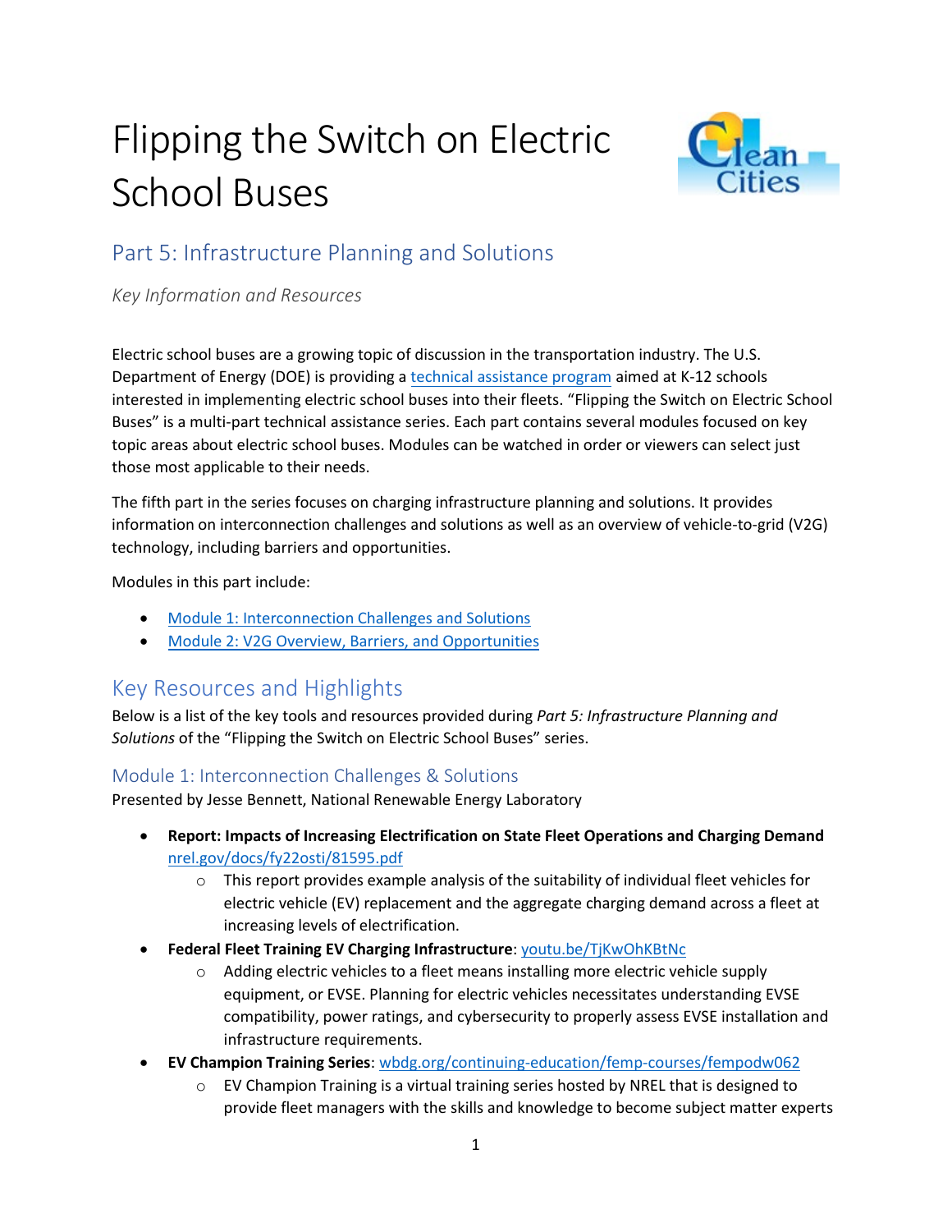# Flipping the Switch on Electric School Buses

## Part 5: Infrastructure Planning and Solutions

*Key Information and Resources*

Electric school buses are a growing topic of discussion in the transportation industry. The U.S. Department of Energy (DOE) is providing a technical assistance program aimed at K-12 schools interested in implementing electric school buses into their fleets. "Flipping the Switch on Electric School Buses" is a multi-part technical assistance series. Each part contains several modules focused on key topic areas about electric school buses. Modules can be watched in order or viewers can select just those most applicable to their needs.

The fifth part in the series focuses on charging infrastructure planning and solutions. It provides information on interconnection challenges and solutions as well as an overview of vehicle-to-grid (V2G) technology, including barriers and opportunities.

Modules in this part include:

- Module 1: Interconnection Challenges and Solutions
- Module 2: V2G Overview, Barriers, and Opportunities

## Key Resources and Highlights

Below is a list of the key tools and resources provided during *Part 5: Infrastructure Planning and Solutions* of the "Flipping the Switch on Electric School Buses" series.

### Module 1: Interconnection Challenges & Solutions

Presented by Jesse Bennett, National Renewable Energy Laboratory

- **Report: Impacts of Increasing Electrification on State Fleet Operations and Charging Demand** nrel.gov/docs/fy22osti/81595.pdf
  - This report provides example analysis of the suitability of individual fleet vehicles for electric vehicle (EV) replacement and the aggregate charging demand across a fleet at increasing levels of electrification.
- **Federal Fleet Training EV Charging Infrastructure**: youtu.be/TjKwOhKBtNc
  - Adding electric vehicles to a fleet means installing more electric vehicle supply equipment, or EVSE. Planning for electric vehicles necessitates understanding EVSE compatibility, power ratings, and cybersecurity to properly assess EVSE installation and infrastructure requirements.
- **EV Champion Training Series**: wbdg.org/continuing-education/femp-courses/fempodw062
  - EV Champion Training is a virtual training series hosted by NREL that is designed to provide fleet managers with the skills and knowledge to become subject matter experts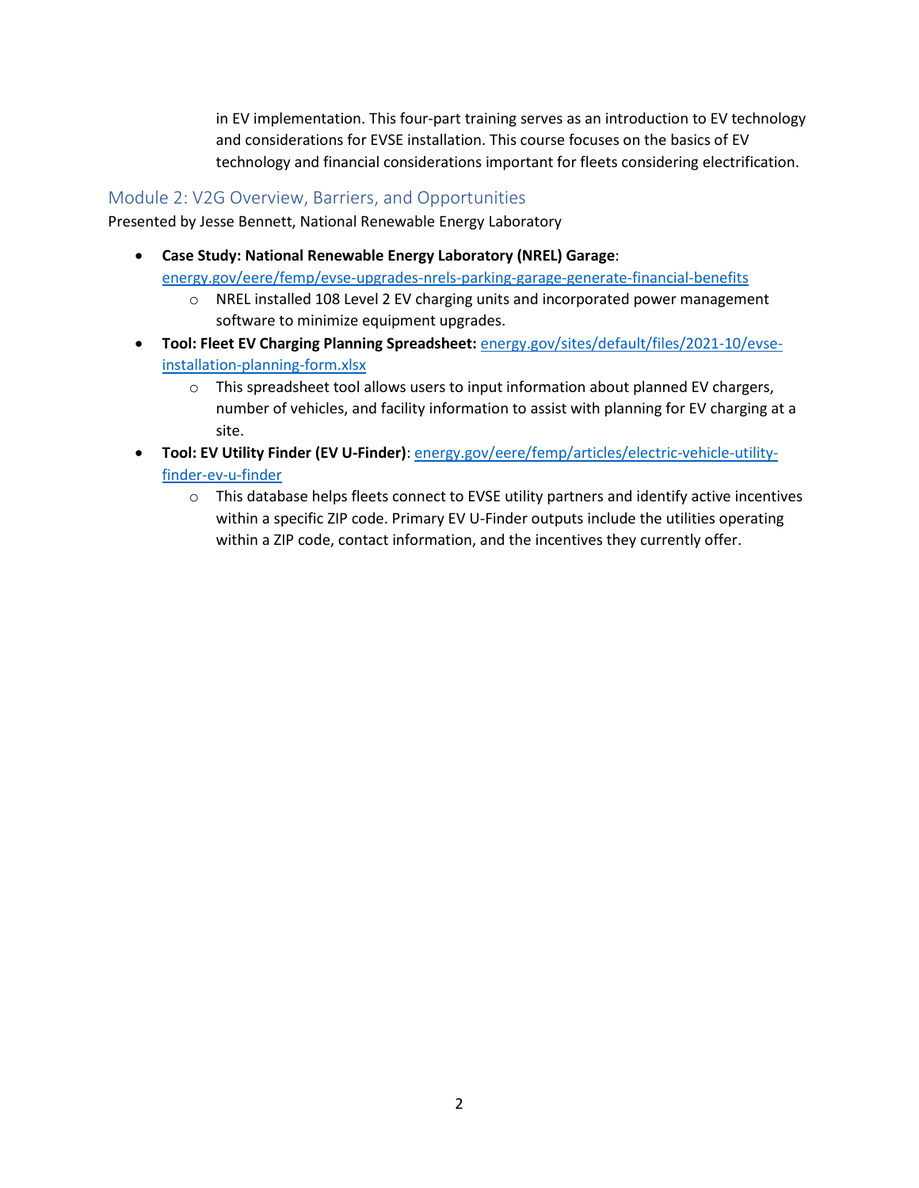in EV implementation. This four-part training serves as an introduction to EV technology and considerations for EVSE installation. This course focuses on the basics of EV technology and financial considerations important for fleets considering electrification.

## Module 2: V2G Overview, Barriers, and Opportunities

Presented by Jesse Bennett, National Renewable Energy Laboratory

- **Case Study: National Renewable Energy Laboratory (NREL) Garage**: [energy.gov/eere/femp/evse-upgrades-nrels-parking-garage-generate-financial-benefits](energy.gov/eere/femp/evse-upgrades-nrels-parking-garage-generate-financial-benefits)
  - NREL installed 108 Level 2 EV charging units and incorporated power management software to minimize equipment upgrades.
- **Tool: Fleet EV Charging Planning Spreadsheet:** [energy.gov/sites/default/files/2021-10/evse-installation-planning-form.xlsx](energy.gov/sites/default/files/2021-10/evse-installation-planning-form.xlsx)
  - This spreadsheet tool allows users to input information about planned EV chargers, number of vehicles, and facility information to assist with planning for EV charging at a site.
- **Tool: EV Utility Finder (EV U-Finder)**: [energy.gov/eere/femp/articles/electric-vehicle-utility-finder-ev-u-finder](energy.gov/eere/femp/articles/electric-vehicle-utility-finder-ev-u-finder)
  - This database helps fleets connect to EVSE utility partners and identify active incentives within a specific ZIP code. Primary EV U-Finder outputs include the utilities operating within a ZIP code, contact information, and the incentives they currently offer.